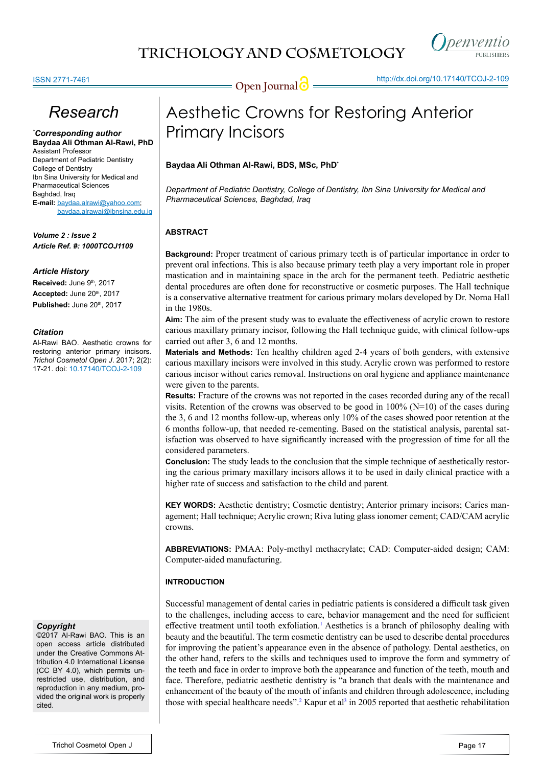# Aesthetic Crowns for Restoring Anterior Primary Incisors

**Baydaa Ali Othman Al-Rawi, BDS, MSc, PhD***

*Department of Pediatric Dentistry, College of Dentistry, Ibn Sina University for Medical and Pharmaceutical Sciences, Baghdad, Iraq*

## Research

***Corresponding author**
**Baydaa Ali Othman Al-Rawi, PhD**
Assistant Professor
Department of Pediatric Dentistry
College of Dentistry
Ibn Sina University for Medical and Pharmaceutical Sciences
Baghdad, Iraq
**E-mail:** baydaa.alrawi@yahoo.com; baydaa.alrawai@ibnsina.edu.iq

***Volume 2 : Issue 2***
***Article Ref. #: 1000TCOJ1109***

### *Article History*

**Received:** June 9th, 2017
**Accepted:** June 20th, 2017
**Published:** June 20th, 2017

### *Citation*

Al-Rawi BAO. Aesthetic crowns for restoring anterior primary incisors. *Trichol Cosmetol Open J*. 2017; 2(2): 17-21. doi: 10.17140/TCOJ-2-109

### *Copyright*

©2017 Al-Rawi BAO. This is an open access article distributed under the Creative Commons Attribution 4.0 International License (CC BY 4.0), which permits unrestricted use, distribution, and reproduction in any medium, provided the original work is properly cited.

## ABSTRACT

**Background:** Proper treatment of carious primary teeth is of particular importance in order to prevent oral infections. This is also because primary teeth play a very important role in proper mastication and in maintaining space in the arch for the permanent teeth. Pediatric aesthetic dental procedures are often done for reconstructive or cosmetic purposes. The Hall technique is a conservative alternative treatment for carious primary molars developed by Dr. Norna Hall in the 1980s.

**Aim:** The aim of the present study was to evaluate the effectiveness of acrylic crown to restore carious maxillary primary incisor, following the Hall technique guide, with clinical follow-ups carried out after 3, 6 and 12 months.

**Materials and Methods:** Ten healthy children aged 2-4 years of both genders, with extensive carious maxillary incisors were involved in this study. Acrylic crown was performed to restore carious incisor without caries removal. Instructions on oral hygiene and appliance maintenance were given to the parents.

**Results:** Fracture of the crowns was not reported in the cases recorded during any of the recall visits. Retention of the crowns was observed to be good in 100% (N=10) of the cases during the 3, 6 and 12 months follow-up, whereas only 10% of the cases showed poor retention at the 6 months follow-up, that needed re-cementing. Based on the statistical analysis, parental satisfaction was observed to have significantly increased with the progression of time for all the considered parameters.

**Conclusion:** The study leads to the conclusion that the simple technique of aesthetically restoring the carious primary maxillary incisors allows it to be used in daily clinical practice with a higher rate of success and satisfaction to the child and parent.

**KEY WORDS:** Aesthetic dentistry; Cosmetic dentistry; Anterior primary incisors; Caries management; Hall technique; Acrylic crown; Riva luting glass ionomer cement; CAD/CAM acrylic crowns.

**ABBREVIATIONS:** PMAA: Poly-methyl methacrylate; CAD: Computer-aided design; CAM: Computer-aided manufacturing.

## INTRODUCTION

Successful management of dental caries in pediatric patients is considered a difficult task given to the challenges, including access to care, behavior management and the need for sufficient effective treatment until tooth exfoliation.[1] Aesthetics is a branch of philosophy dealing with beauty and the beautiful. The term cosmetic dentistry can be used to describe dental procedures for improving the patient's appearance even in the absence of pathology. Dental aesthetics, on the other hand, refers to the skills and techniques used to improve the form and symmetry of the teeth and face in order to improve both the appearance and function of the teeth, mouth and face. Therefore, pediatric aesthetic dentistry is "a branch that deals with the maintenance and enhancement of the beauty of the mouth of infants and children through adolescence, including those with special healthcare needs".[2] Kapur et al[3] in 2005 reported that aesthetic rehabilitation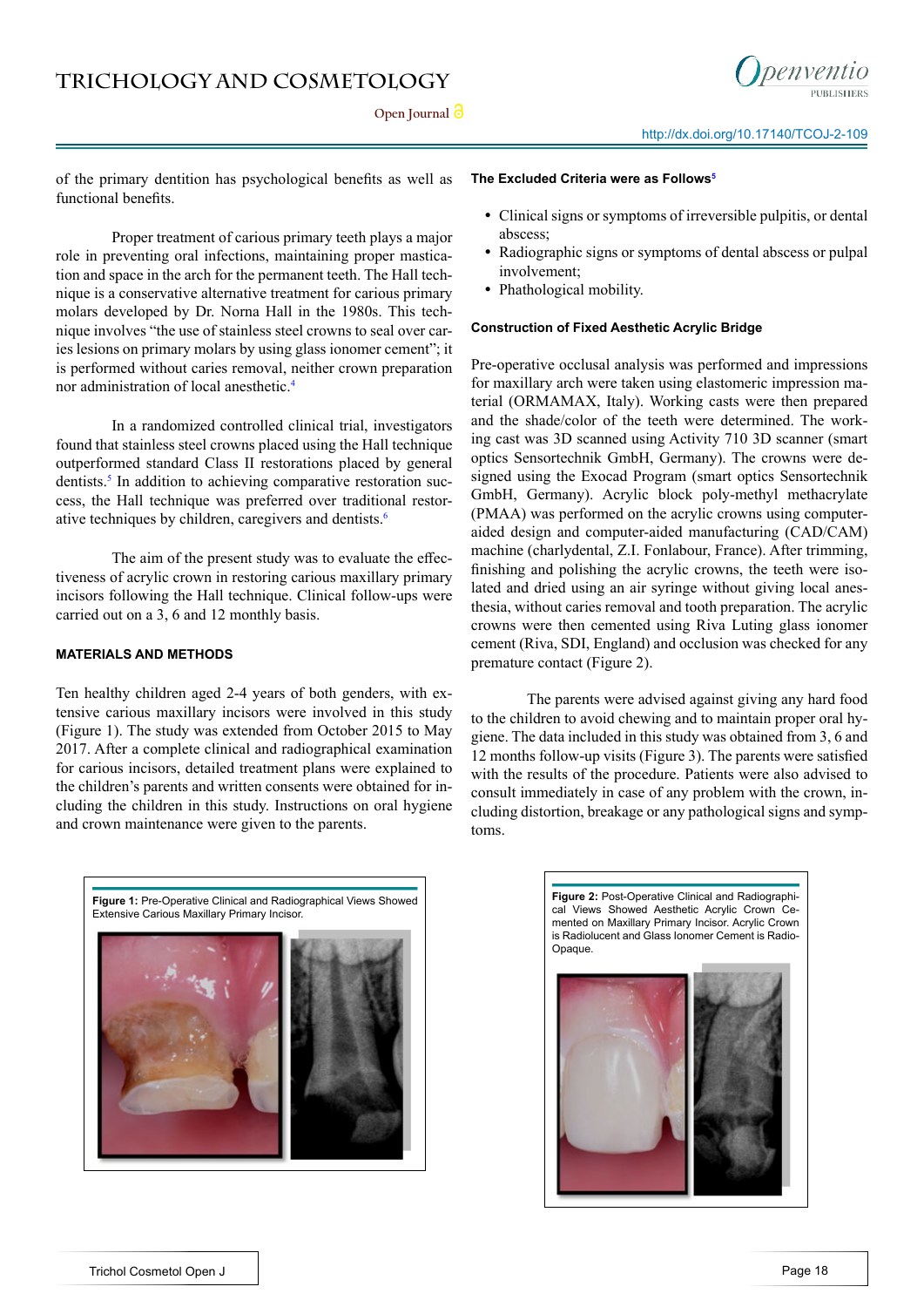of the primary dentition has psychological benefits as well as functional benefits.

Proper treatment of carious primary teeth plays a major role in preventing oral infections, maintaining proper mastication and space in the arch for the permanent teeth. The Hall technique is a conservative alternative treatment for carious primary molars developed by Dr. Norna Hall in the 1980s. This technique involves "the use of stainless steel crowns to seal over caries lesions on primary molars by using glass ionomer cement"; it is performed without caries removal, neither crown preparation nor administration of local anesthetic.[4]

In a randomized controlled clinical trial, investigators found that stainless steel crowns placed using the Hall technique outperformed standard Class II restorations placed by general dentists.[5] In addition to achieving comparative restoration success, the Hall technique was preferred over traditional restorative techniques by children, caregivers and dentists.[6]

The aim of the present study was to evaluate the effectiveness of acrylic crown in restoring carious maxillary primary incisors following the Hall technique. Clinical follow-ups were carried out on a 3, 6 and 12 monthly basis.

## MATERIALS AND METHODS

Ten healthy children aged 2-4 years of both genders, with extensive carious maxillary incisors were involved in this study (Figure 1). The study was extended from October 2015 to May 2017. After a complete clinical and radiographical examination for carious incisors, detailed treatment plans were explained to the children's parents and written consents were obtained for including the children in this study. Instructions on oral hygiene and crown maintenance were given to the parents.

### The Excluded Criteria were as Follows[5]

- Clinical signs or symptoms of irreversible pulpitis, or dental abscess;
- Radiographic signs or symptoms of dental abscess or pulpal involvement;
- Phathological mobility.

### Construction of Fixed Aesthetic Acrylic Bridge

Pre-operative occlusal analysis was performed and impressions for maxillary arch were taken using elastomeric impression material (ORMAMAX, Italy). Working casts were then prepared and the shade/color of the teeth were determined. The working cast was 3D scanned using Activity 710 3D scanner (smart optics Sensortechnik GmbH, Germany). The crowns were designed using the Exocad Program (smart optics Sensortechnik GmbH, Germany). Acrylic block poly-methyl methacrylate (PMAA) was performed on the acrylic crowns using computer-aided design and computer-aided manufacturing (CAD/CAM) machine (charlydental, Z.I. Fonlabour, France). After trimming, finishing and polishing the acrylic crowns, the teeth were isolated and dried using an air syringe without giving local anesthesia, without caries removal and tooth preparation. The acrylic crowns were then cemented using Riva Luting glass ionomer cement (Riva, SDI, England) and occlusion was checked for any premature contact (Figure 2).

The parents were advised against giving any hard food to the children to avoid chewing and to maintain proper oral hygiene. The data included in this study was obtained from 3, 6 and 12 months follow-up visits (Figure 3). The parents were satisfied with the results of the procedure. Patients were also advised to consult immediately in case of any problem with the crown, including distortion, breakage or any pathological signs and symptoms.

**Figure 1:** Pre-Operative Clinical and Radiographical Views Showed Extensive Carious Maxillary Primary Incisor.

**Figure 2:** Post-Operative Clinical and Radiographical Views Showed Aesthetic Acrylic Crown Cemented on Maxillary Primary Incisor. Acrylic Crown is Radiolucent and Glass Ionomer Cement is Radio-Opaque.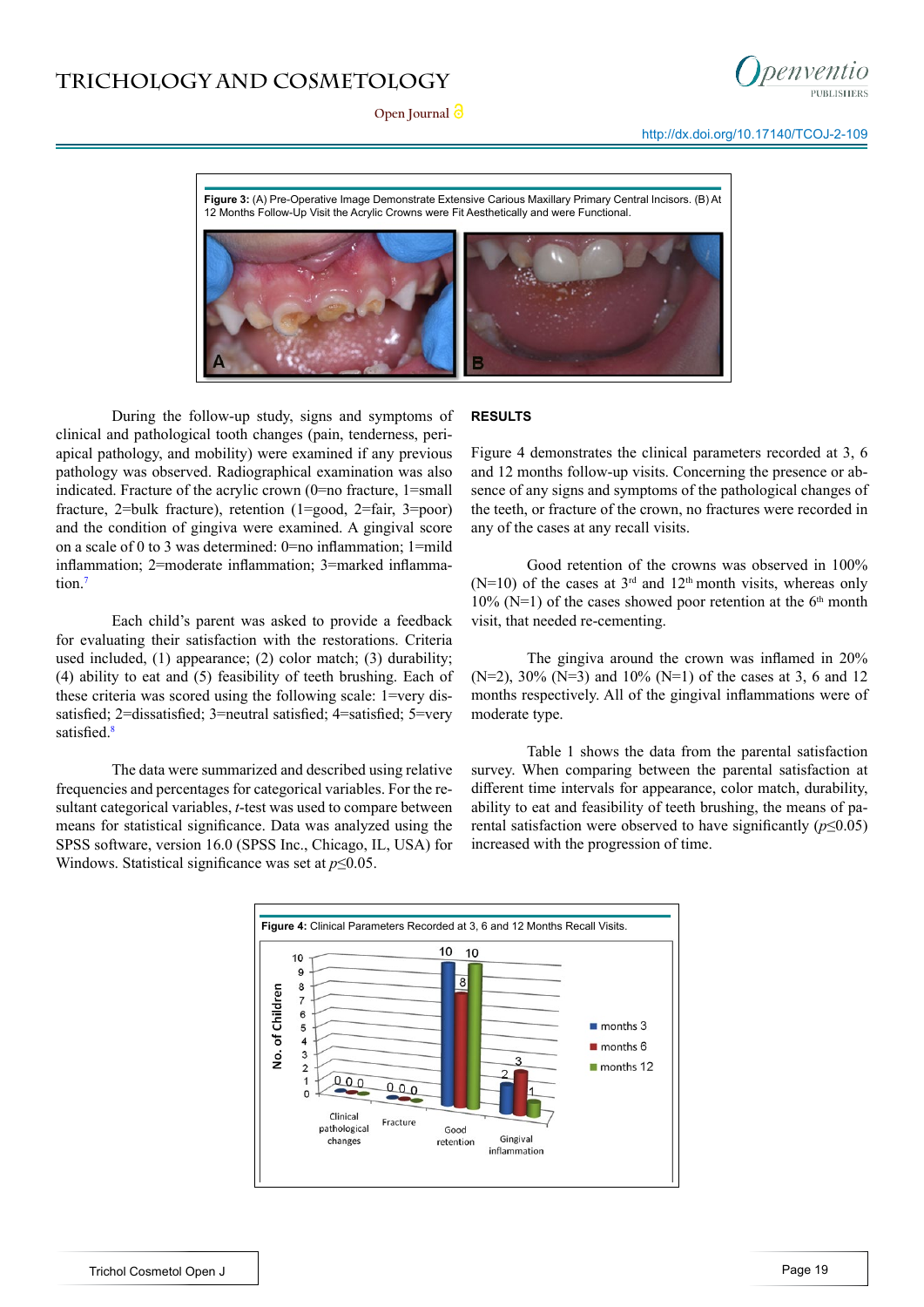**Figure 3:** (A) Pre-Operative Image Demonstrate Extensive Carious Maxillary Primary Central Incisors. (B) At 12 Months Follow-Up Visit the Acrylic Crowns were Fit Aesthetically and were Functional.

During the follow-up study, signs and symptoms of clinical and pathological tooth changes (pain, tenderness, periapical pathology, and mobility) were examined if any previous pathology was observed. Radiographical examination was also indicated. Fracture of the acrylic crown (0=no fracture, 1=small fracture, 2=bulk fracture), retention (1=good, 2=fair, 3=poor) and the condition of gingiva were examined. A gingival score on a scale of 0 to 3 was determined: 0=no inflammation; 1=mild inflammation; 2=moderate inflammation; 3=marked inflammation.[7]

Each child's parent was asked to provide a feedback for evaluating their satisfaction with the restorations. Criteria used included, (1) appearance; (2) color match; (3) durability; (4) ability to eat and (5) feasibility of teeth brushing. Each of these criteria was scored using the following scale: 1=very dissatisfied; 2=dissatisfied; 3=neutral satisfied; 4=satisfied; 5=very satisfied.[8]

The data were summarized and described using relative frequencies and percentages for categorical variables. For the resultant categorical variables, *t*-test was used to compare between means for statistical significance. Data was analyzed using the SPSS software, version 16.0 (SPSS Inc., Chicago, IL, USA) for Windows. Statistical significance was set at $p \leq 0.05$.

## RESULTS

Figure 4 demonstrates the clinical parameters recorded at 3, 6 and 12 months follow-up visits. Concerning the presence or absence of any signs and symptoms of the pathological changes of the teeth, or fracture of the crown, no fractures were recorded in any of the cases at any recall visits.

Good retention of the crowns was observed in 100% (N=10) of the cases at 3rd and 12th month visits, whereas only 10% (N=1) of the cases showed poor retention at the 6th month visit, that needed re-cementing.

The gingiva around the crown was inflamed in 20% (N=2), 30% (N=3) and 10% (N=1) of the cases at 3, 6 and 12 months respectively. All of the gingival inflammations were of moderate type.

Table 1 shows the data from the parental satisfaction survey. When comparing between the parental satisfaction at different time intervals for appearance, color match, durability, ability to eat and feasibility of teeth brushing, the means of parental satisfaction were observed to have significantly ($p \leq 0.05$) increased with the progression of time.

**Figure 4:** Clinical Parameters Recorded at 3, 6 and 12 Months Recall Visits.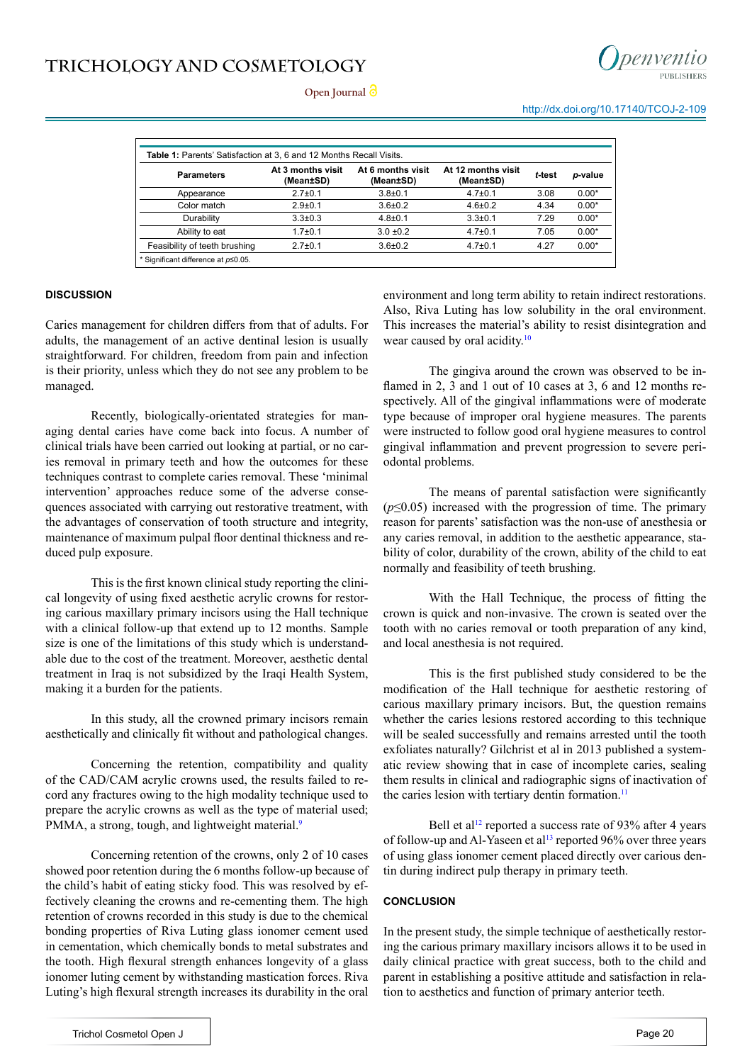**Table 1:** Parents' Satisfaction at 3, 6 and 12 Months Recall Visits.

| Parameters | At 3 months visit (Mean±SD) | At 6 months visit (Mean±SD) | At 12 months visit (Mean±SD) | *t*-test | *p*-value |
|---|---|---|---|---|---|
| Appearance | 2.7±0.1 | 3.8±0.1 | 4.7±0.1 | 3.08 | 0.00* |
| Color match | 2.9±0.1 | 3.6±0.2 | 4.6±0.2 | 4.34 | 0.00* |
| Durability | 3.3±0.3 | 4.8±0.1 | 3.3±0.1 | 7.29 | 0.00* |
| Ability to eat | 1.7±0.1 | 3.0 ±0.2 | 4.7±0.1 | 7.05 | 0.00* |
| Feasibility of teeth brushing | 2.7±0.1 | 3.6±0.2 | 4.7±0.1 | 4.27 | 0.00* |

\* Significant difference at $p \leq 0.05$.

## DISCUSSION

Caries management for children differs from that of adults. For adults, the management of an active dentinal lesion is usually straightforward. For children, freedom from pain and infection is their priority, unless which they do not see any problem to be managed.

Recently, biologically-orientated strategies for managing dental caries have come back into focus. A number of clinical trials have been carried out looking at partial, or no caries removal in primary teeth and how the outcomes for these techniques contrast to complete caries removal. These 'minimal intervention' approaches reduce some of the adverse consequences associated with carrying out restorative treatment, with the advantages of conservation of tooth structure and integrity, maintenance of maximum pulpal floor dentinal thickness and reduced pulp exposure.

This is the first known clinical study reporting the clinical longevity of using fixed aesthetic acrylic crowns for restoring carious maxillary primary incisors using the Hall technique with a clinical follow-up that extend up to 12 months. Sample size is one of the limitations of this study which is understandable due to the cost of the treatment. Moreover, aesthetic dental treatment in Iraq is not subsidized by the Iraqi Health System, making it a burden for the patients.

In this study, all the crowned primary incisors remain aesthetically and clinically fit without and pathological changes.

Concerning the retention, compatibility and quality of the CAD/CAM acrylic crowns used, the results failed to record any fractures owing to the high modality technique used to prepare the acrylic crowns as well as the type of material used; PMMA, a strong, tough, and lightweight material.[9]

Concerning retention of the crowns, only 2 of 10 cases showed poor retention during the 6 months follow-up because of the child's habit of eating sticky food. This was resolved by effectively cleaning the crowns and re-cementing them. The high retention of crowns recorded in this study is due to the chemical bonding properties of Riva Luting glass ionomer cement used in cementation, which chemically bonds to metal substrates and the tooth. High flexural strength enhances longevity of a glass ionomer luting cement by withstanding mastication forces. Riva Luting's high flexural strength increases its durability in the oral environment and long term ability to retain indirect restorations. Also, Riva Luting has low solubility in the oral environment. This increases the material's ability to resist disintegration and wear caused by oral acidity.[10]

The gingiva around the crown was observed to be inflamed in 2, 3 and 1 out of 10 cases at 3, 6 and 12 months respectively. All of the gingival inflammations were of moderate type because of improper oral hygiene measures. The parents were instructed to follow good oral hygiene measures to control gingival inflammation and prevent progression to severe periodontal problems.

The means of parental satisfaction were significantly ($p \leq 0.05$) increased with the progression of time. The primary reason for parents' satisfaction was the non-use of anesthesia or any caries removal, in addition to the aesthetic appearance, stability of color, durability of the crown, ability of the child to eat normally and feasibility of teeth brushing.

With the Hall Technique, the process of fitting the crown is quick and non-invasive. The crown is seated over the tooth with no caries removal or tooth preparation of any kind, and local anesthesia is not required.

This is the first published study considered to be the modification of the Hall technique for aesthetic restoring of carious maxillary primary incisors. But, the question remains whether the caries lesions restored according to this technique will be sealed successfully and remains arrested until the tooth exfoliates naturally? Gilchrist et al in 2013 published a systematic review showing that in case of incomplete caries, sealing them results in clinical and radiographic signs of inactivation of the caries lesion with tertiary dentin formation.[11]

Bell et al[12] reported a success rate of 93% after 4 years of follow-up and Al-Yaseen et al[13] reported 96% over three years of using glass ionomer cement placed directly over carious dentin during indirect pulp therapy in primary teeth.

## CONCLUSION

In the present study, the simple technique of aesthetically restoring the carious primary maxillary incisors allows it to be used in daily clinical practice with great success, both to the child and parent in establishing a positive attitude and satisfaction in relation to aesthetics and function of primary anterior teeth.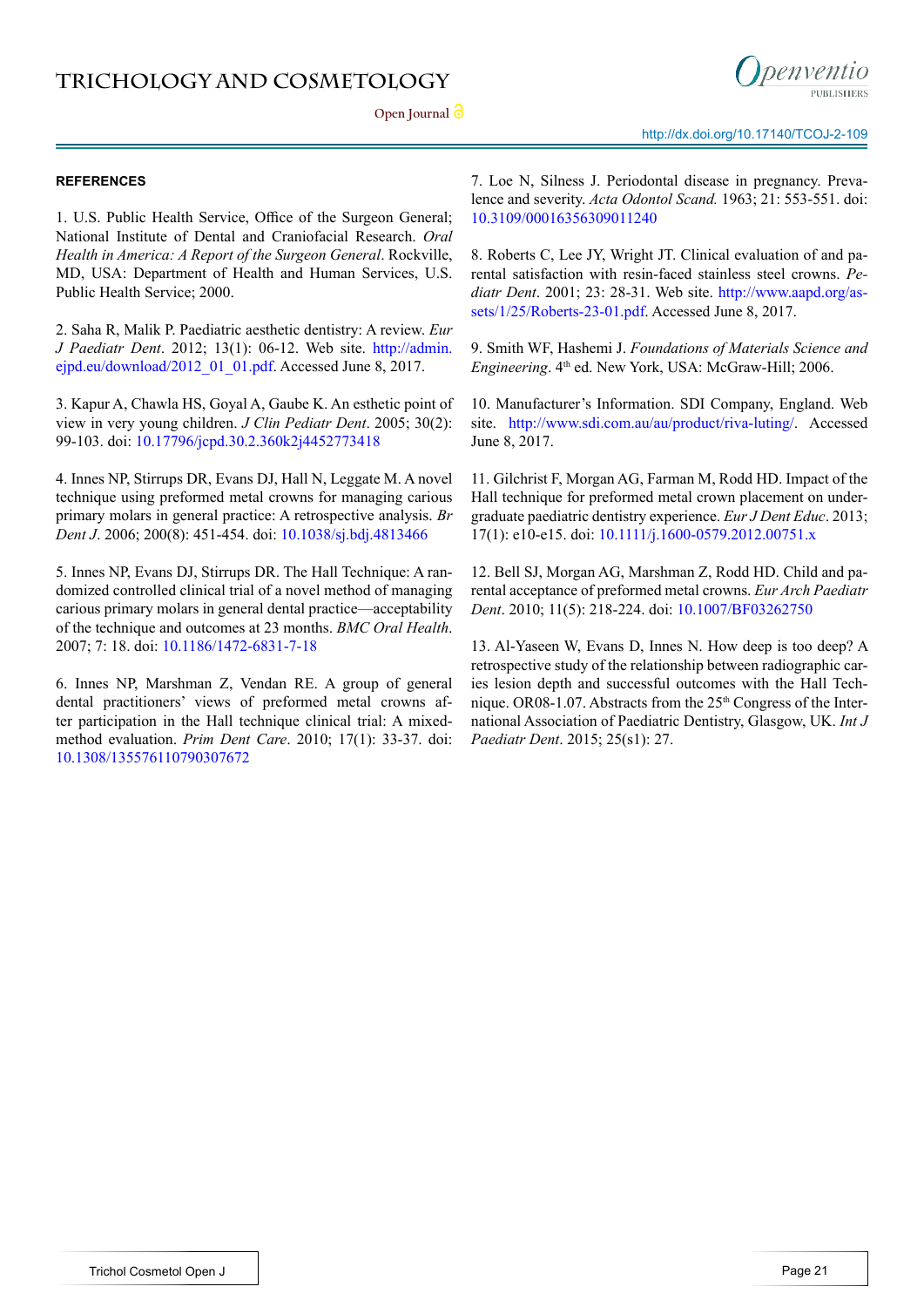## REFERENCES

1. U.S. Public Health Service, Office of the Surgeon General; National Institute of Dental and Craniofacial Research. *Oral Health in America: A Report of the Surgeon General*. Rockville, MD, USA: Department of Health and Human Services, U.S. Public Health Service; 2000.

2. Saha R, Malik P. Paediatric aesthetic dentistry: A review. *Eur J Paediatr Dent*. 2012; 13(1): 06-12. Web site. http://admin.ejpd.eu/download/2012_01_01.pdf. Accessed June 8, 2017.

3. Kapur A, Chawla HS, Goyal A, Gaube K. An esthetic point of view in very young children. *J Clin Pediatr Dent*. 2005; 30(2): 99-103. doi: 10.17796/jcpd.30.2.360k2j4452773418

4. Innes NP, Stirrups DR, Evans DJ, Hall N, Leggate M. A novel technique using preformed metal crowns for managing carious primary molars in general practice: A retrospective analysis. *Br Dent J*. 2006; 200(8): 451-454. doi: 10.1038/sj.bdj.4813466

5. Innes NP, Evans DJ, Stirrups DR. The Hall Technique: A randomized controlled clinical trial of a novel method of managing carious primary molars in general dental practice—acceptability of the technique and outcomes at 23 months. *BMC Oral Health*. 2007; 7: 18. doi: 10.1186/1472-6831-7-18

6. Innes NP, Marshman Z, Vendan RE. A group of general dental practitioners' views of preformed metal crowns after participation in the Hall technique clinical trial: A mixed-method evaluation. *Prim Dent Care*. 2010; 17(1): 33-37. doi: 10.1308/135576110790307672

7. Loe N, Silness J. Periodontal disease in pregnancy. Prevalence and severity. *Acta Odontol Scand.* 1963; 21: 553-551. doi: 10.3109/00016356309011240

8. Roberts C, Lee JY, Wright JT. Clinical evaluation of and parental satisfaction with resin-faced stainless steel crowns. *Pediatr Dent*. 2001; 23: 28-31. Web site. http://www.aapd.org/assets/1/25/Roberts-23-01.pdf. Accessed June 8, 2017.

9. Smith WF, Hashemi J. *Foundations of Materials Science and Engineering*. 4th ed. New York, USA: McGraw-Hill; 2006.

10. Manufacturer's Information. SDI Company, England. Web site. http://www.sdi.com.au/au/product/riva-luting/. Accessed June 8, 2017.

11. Gilchrist F, Morgan AG, Farman M, Rodd HD. Impact of the Hall technique for preformed metal crown placement on undergraduate paediatric dentistry experience. *Eur J Dent Educ*. 2013; 17(1): e10-e15. doi: 10.1111/j.1600-0579.2012.00751.x

12. Bell SJ, Morgan AG, Marshman Z, Rodd HD. Child and parental acceptance of preformed metal crowns. *Eur Arch Paediatr Dent*. 2010; 11(5): 218-224. doi: 10.1007/BF03262750

13. Al-Yaseen W, Evans D, Innes N. How deep is too deep? A retrospective study of the relationship between radiographic caries lesion depth and successful outcomes with the Hall Technique. OR08-1.07. Abstracts from the 25th Congress of the International Association of Paediatric Dentistry, Glasgow, UK. *Int J Paediatr Dent*. 2015; 25(s1): 27.